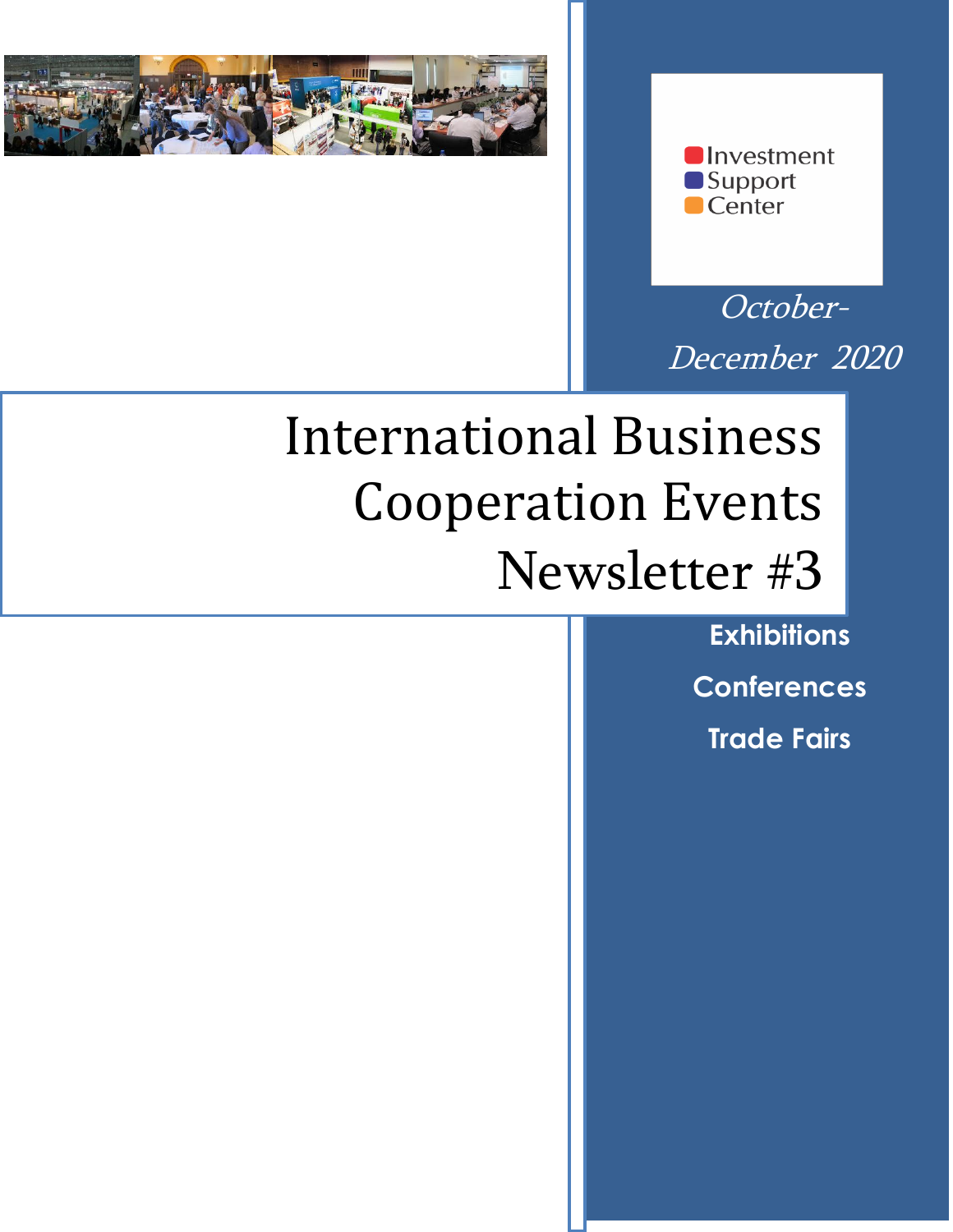Investment Support Center

*October-December 2020*

# International Business Cooperation Events Newsletter #3

**Exhibitions**

**Conferences**

**Trade Fairs**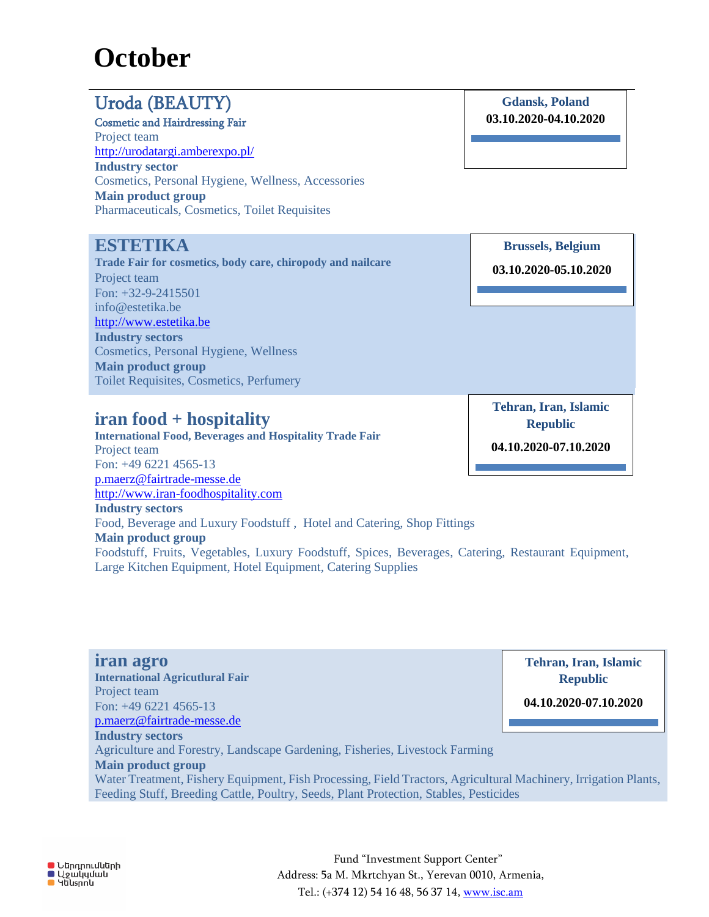# October

## Uroda (BEAUTY)

**Cosmetic and Hairdressing Fair**

**Gdansk, Poland**
**03.10.2020-04.10.2020**

Project team
http://urodatargi.amberexpo.pl/

**Industry sector**
Cosmetics, Personal Hygiene, Wellness, Accessories

**Main product group**
Pharmaceuticals, Cosmetics, Toilet Requisites

## ESTETIKA

**Trade Fair for cosmetics, body care, chiropody and nailcare**

**Brussels, Belgium**
**03.10.2020-05.10.2020**

Project team
Fon: +32-9-2415501
info@estetika.be
http://www.estetika.be

**Industry sectors**
Cosmetics, Personal Hygiene, Wellness

**Main product group**
Toilet Requisites, Cosmetics, Perfumery

## iran food + hospitality

**International Food, Beverages and Hospitality Trade Fair**

**Tehran, Iran, Islamic Republic**
**04.10.2020-07.10.2020**

Project team
Fon: +49 6221 4565-13
p.maerz@fairtrade-messe.de
http://www.iran-foodhospitality.com

**Industry sectors**
Food, Beverage and Luxury Foodstuff , Hotel and Catering, Shop Fittings

**Main product group**
Foodstuff, Fruits, Vegetables, Luxury Foodstuff, Spices, Beverages, Catering, Restaurant Equipment, Large Kitchen Equipment, Hotel Equipment, Catering Supplies

## iran agro

**International Agricutlural Fair**

**Tehran, Iran, Islamic Republic**
**04.10.2020-07.10.2020**

Project team
Fon: +49 6221 4565-13
p.maerz@fairtrade-messe.de

**Industry sectors**
Agriculture and Forestry, Landscape Gardening, Fisheries, Livestock Farming

**Main product group**
Water Treatment, Fishery Equipment, Fish Processing, Field Tractors, Agricultural Machinery, Irrigation Plants, Feeding Stuff, Breeding Cattle, Poultry, Seeds, Plant Protection, Stables, Pesticides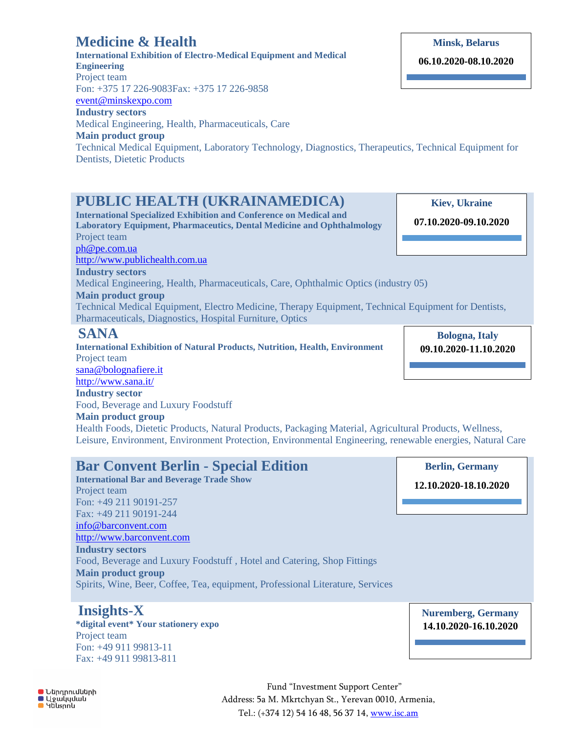## Medicine & Health

**Minsk, Belarus**

**06.10.2020-08.10.2020**

**International Exhibition of Electro-Medical Equipment and Medical Engineering**

Project team

Fon: +375 17 226-9083Fax: +375 17 226-9858

event@minskexpo.com

**Industry sectors**

Medical Engineering, Health, Pharmaceuticals, Care

**Main product group**

Technical Medical Equipment, Laboratory Technology, Diagnostics, Therapeutics, Technical Equipment for Dentists, Dietetic Products

## PUBLIC HEALTH (UKRAINAMEDICA)

**Kiev, Ukraine**

**07.10.2020-09.10.2020**

**International Specialized Exhibition and Conference on Medical and Laboratory Equipment, Pharmaceutics, Dental Medicine and Ophthalmology**

Project team

ph@pe.com.ua

http://www.publichealth.com.ua

**Industry sectors**

Medical Engineering, Health, Pharmaceuticals, Care, Ophthalmic Optics (industry 05)

**Main product group**

Technical Medical Equipment, Electro Medicine, Therapy Equipment, Technical Equipment for Dentists, Pharmaceuticals, Diagnostics, Hospital Furniture, Optics

## SANA

**Bologna, Italy**

**09.10.2020-11.10.2020**

**International Exhibition of Natural Products, Nutrition, Health, Environment**

Project team

sana@bolognafiere.it

http://www.sana.it/

**Industry sector**

Food, Beverage and Luxury Foodstuff

**Main product group**

Health Foods, Dietetic Products, Natural Products, Packaging Material, Agricultural Products, Wellness, Leisure, Environment, Environment Protection, Environmental Engineering, renewable energies, Natural Care

## Bar Convent Berlin - Special Edition

**Berlin, Germany**

**12.10.2020-18.10.2020**

**International Bar and Beverage Trade Show**

Project team

Fon: +49 211 90191-257

Fax: +49 211 90191-244

info@barconvent.com

http://www.barconvent.com

**Industry sectors**

Food, Beverage and Luxury Foodstuff , Hotel and Catering, Shop Fittings

**Main product group**

Spirits, Wine, Beer, Coffee, Tea, equipment, Professional Literature, Services

## Insights-X

**Nuremberg, Germany**

**14.10.2020-16.10.2020**

**\*digital event\* Your stationery expo**

Project team

Fon: +49 911 99813-11

Fax: +49 911 99813-811

Fund "Investment Support Center"
Address: 5a M. Mkrtchyan St., Yerevan 0010, Armenia,
Tel.: (+374 12) 54 16 48, 56 37 14, www.isc.am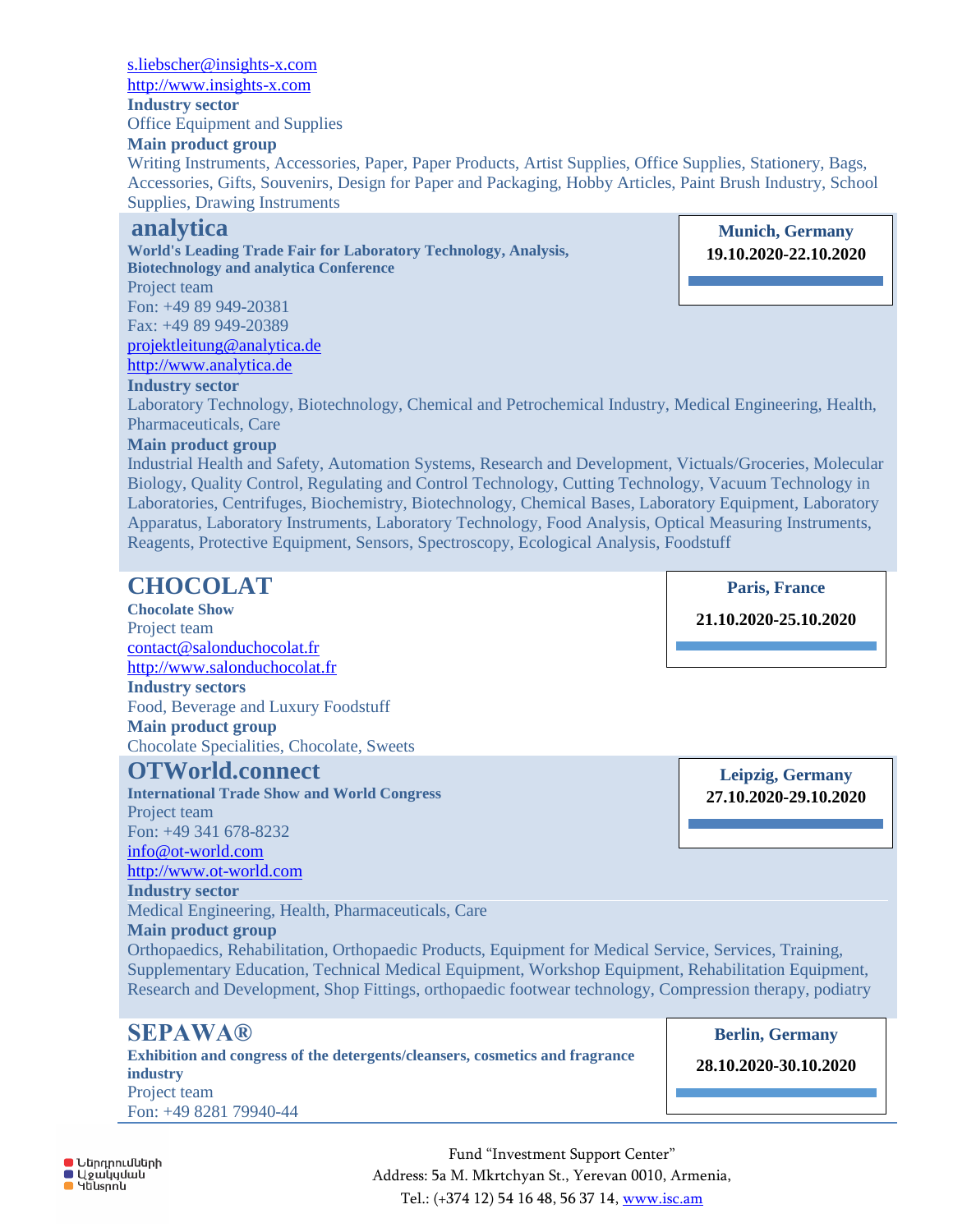s.liebscher@insights-x.com
http://www.insights-x.com
**Industry sector**
Office Equipment and Supplies
**Main product group**
Writing Instruments, Accessories, Paper, Paper Products, Artist Supplies, Office Supplies, Stationery, Bags, Accessories, Gifts, Souvenirs, Design for Paper and Packaging, Hobby Articles, Paint Brush Industry, School Supplies, Drawing Instruments

## analytica

**Munich, Germany**
**19.10.2020-22.10.2020**

**World's Leading Trade Fair for Laboratory Technology, Analysis, Biotechnology and analytica Conference**
Project team
Fon: +49 89 949-20381
Fax: +49 89 949-20389
projektleitung@analytica.de
http://www.analytica.de
**Industry sector**
Laboratory Technology, Biotechnology, Chemical and Petrochemical Industry, Medical Engineering, Health, Pharmaceuticals, Care
**Main product group**
Industrial Health and Safety, Automation Systems, Research and Development, Victuals/Groceries, Molecular Biology, Quality Control, Regulating and Control Technology, Cutting Technology, Vacuum Technology in Laboratories, Centrifuges, Biochemistry, Biotechnology, Chemical Bases, Laboratory Equipment, Laboratory Apparatus, Laboratory Instruments, Laboratory Technology, Food Analysis, Optical Measuring Instruments, Reagents, Protective Equipment, Sensors, Spectroscopy, Ecological Analysis, Foodstuff

## CHOCOLAT

**Paris, France**
**21.10.2020-25.10.2020**

**Chocolate Show**
Project team
contact@salonduchocolat.fr
http://www.salonduchocolat.fr
**Industry sectors**
Food, Beverage and Luxury Foodstuff
**Main product group**
Chocolate Specialities, Chocolate, Sweets

## OTWorld.connect

**Leipzig, Germany**
**27.10.2020-29.10.2020**

**International Trade Show and World Congress**
Project team
Fon: +49 341 678-8232
info@ot-world.com
http://www.ot-world.com
**Industry sector**
Medical Engineering, Health, Pharmaceuticals, Care
**Main product group**
Orthopaedics, Rehabilitation, Orthopaedic Products, Equipment for Medical Service, Services, Training, Supplementary Education, Technical Medical Equipment, Workshop Equipment, Rehabilitation Equipment, Research and Development, Shop Fittings, orthopaedic footwear technology, Compression therapy, podiatry

## SEPAWA®

**Berlin, Germany**
**28.10.2020-30.10.2020**

**Exhibition and congress of the detergents/cleansers, cosmetics and fragrance industry**
Project team
Fon: +49 8281 79940-44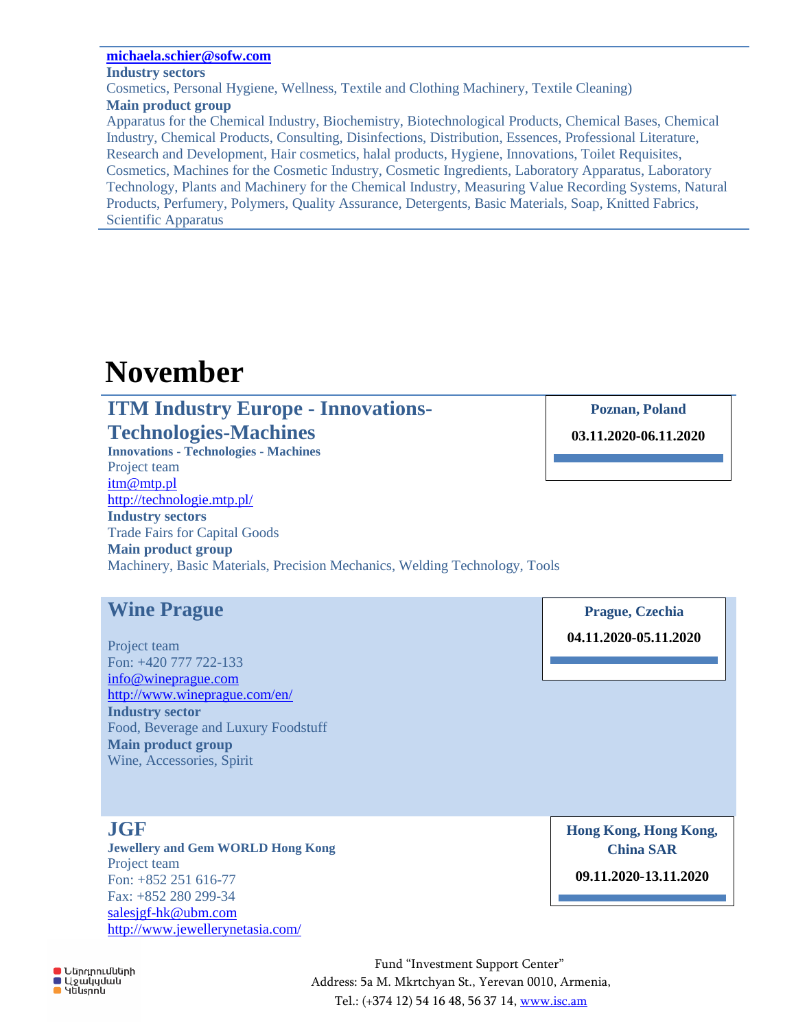michaela.schier@sofw.com

**Industry sectors**

Cosmetics, Personal Hygiene, Wellness, Textile and Clothing Machinery, Textile Cleaning)

**Main product group**

Apparatus for the Chemical Industry, Biochemistry, Biotechnological Products, Chemical Bases, Chemical Industry, Chemical Products, Consulting, Disinfections, Distribution, Essences, Professional Literature, Research and Development, Hair cosmetics, halal products, Hygiene, Innovations, Toilet Requisites, Cosmetics, Machines for the Cosmetic Industry, Cosmetic Ingredients, Laboratory Apparatus, Laboratory Technology, Plants and Machinery for the Chemical Industry, Measuring Value Recording Systems, Natural Products, Perfumery, Polymers, Quality Assurance, Detergents, Basic Materials, Soap, Knitted Fabrics, Scientific Apparatus

# November

## ITM Industry Europe - Innovations-Technologies-Machines

**Poznan, Poland**

**03.11.2020-06.11.2020**

**Innovations - Technologies - Machines**

Project team

itm@mtp.pl

http://technologie.mtp.pl/

**Industry sectors**

Trade Fairs for Capital Goods

**Main product group**

Machinery, Basic Materials, Precision Mechanics, Welding Technology, Tools

## Wine Prague

**Prague, Czechia**

**04.11.2020-05.11.2020**

Project team

Fon: +420 777 722-133

info@wineprague.com

http://www.wineprague.com/en/

**Industry sector**

Food, Beverage and Luxury Foodstuff

**Main product group**

Wine, Accessories, Spirit

## JGF

**Hong Kong, Hong Kong, China SAR**

**09.11.2020-13.11.2020**

**Jewellery and Gem WORLD Hong Kong**

Project team

Fon: +852 251 616-77

Fax: +852 280 299-34

salesjgf-hk@ubm.com

http://www.jewellerynetasia.com/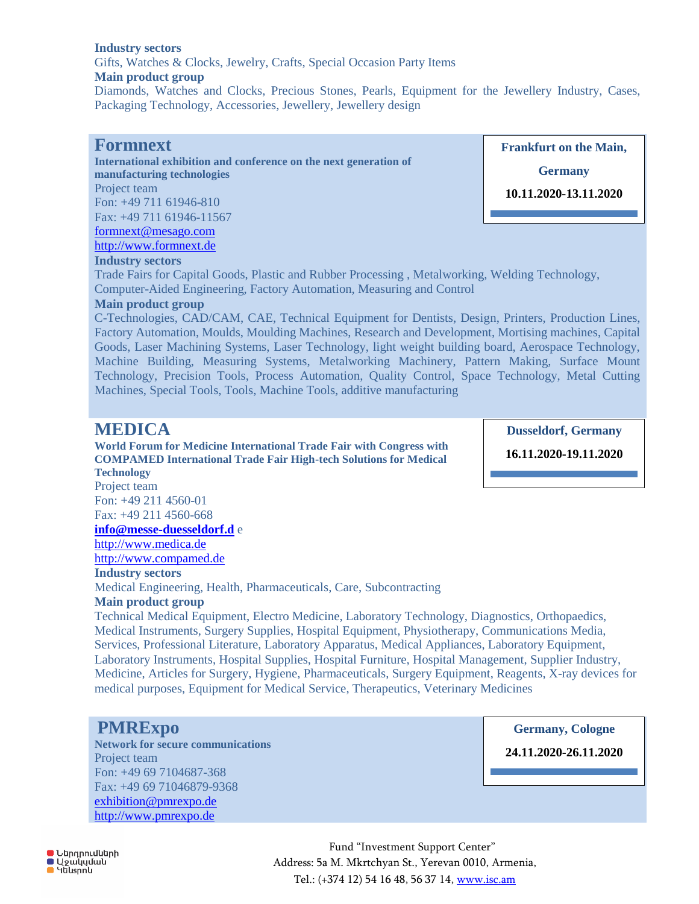**Industry sectors**

Gifts, Watches & Clocks, Jewelry, Crafts, Special Occasion Party Items

**Main product group**

Diamonds, Watches and Clocks, Precious Stones, Pearls, Equipment for the Jewellery Industry, Cases, Packaging Technology, Accessories, Jewellery, Jewellery design

## Formnext

**Frankfurt on the Main, Germany**

**10.11.2020-13.11.2020**

**International exhibition and conference on the next generation of manufacturing technologies**

Project team

Fon: +49 711 61946-810

Fax: +49 711 61946-11567

formnext@mesago.com

http://www.formnext.de

**Industry sectors**

Trade Fairs for Capital Goods, Plastic and Rubber Processing , Metalworking, Welding Technology, Computer-Aided Engineering, Factory Automation, Measuring and Control

**Main product group**

C-Technologies, CAD/CAM, CAE, Technical Equipment for Dentists, Design, Printers, Production Lines, Factory Automation, Moulds, Moulding Machines, Research and Development, Mortising machines, Capital Goods, Laser Machining Systems, Laser Technology, light weight building board, Aerospace Technology, Machine Building, Measuring Systems, Metalworking Machinery, Pattern Making, Surface Mount Technology, Precision Tools, Process Automation, Quality Control, Space Technology, Metal Cutting Machines, Special Tools, Tools, Machine Tools, additive manufacturing

## MEDICA

**Dusseldorf, Germany**

**16.11.2020-19.11.2020**

**World Forum for Medicine International Trade Fair with Congress with COMPAMED International Trade Fair High-tech Solutions for Medical Technology**

Project team

Fon: +49 211 4560-01

Fax: +49 211 4560-668

**info@messe-duesseldorf.d** e

http://www.medica.de

http://www.compamed.de

**Industry sectors**

Medical Engineering, Health, Pharmaceuticals, Care, Subcontracting

**Main product group**

Technical Medical Equipment, Electro Medicine, Laboratory Technology, Diagnostics, Orthopaedics, Medical Instruments, Surgery Supplies, Hospital Equipment, Physiotherapy, Communications Media, Services, Professional Literature, Laboratory Apparatus, Medical Appliances, Laboratory Equipment, Laboratory Instruments, Hospital Supplies, Hospital Furniture, Hospital Management, Supplier Industry, Medicine, Articles for Surgery, Hygiene, Pharmaceuticals, Surgery Equipment, Reagents, X-ray devices for medical purposes, Equipment for Medical Service, Therapeutics, Veterinary Medicines

## PMRExpo

**Germany, Cologne**

**24.11.2020-26.11.2020**

**Network for secure communications**

Project team

Fon: +49 69 7104687-368

Fax: +49 69 71046879-9368

exhibition@pmrexpo.de

http://www.pmrexpo.de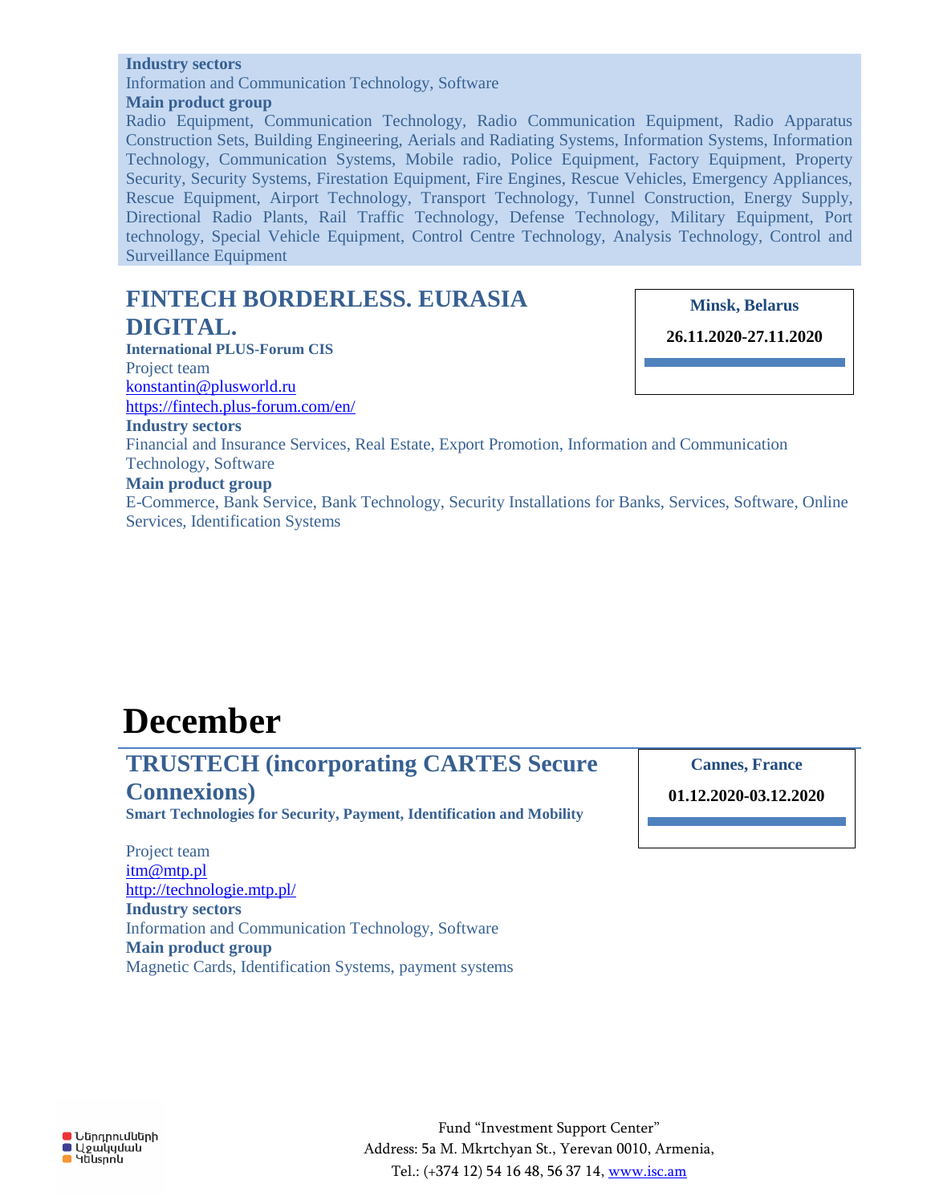**Industry sectors**

Information and Communication Technology, Software

**Main product group**

Radio Equipment, Communication Technology, Radio Communication Equipment, Radio Apparatus Construction Sets, Building Engineering, Aerials and Radiating Systems, Information Systems, Information Technology, Communication Systems, Mobile radio, Police Equipment, Factory Equipment, Property Security, Security Systems, Firestation Equipment, Fire Engines, Rescue Vehicles, Emergency Appliances, Rescue Equipment, Airport Technology, Transport Technology, Tunnel Construction, Energy Supply, Directional Radio Plants, Rail Traffic Technology, Defense Technology, Military Equipment, Port technology, Special Vehicle Equipment, Control Centre Technology, Analysis Technology, Control and Surveillance Equipment

## FINTECH BORDERLESS. EURASIA DIGITAL.

**Minsk, Belarus**

**26.11.2020-27.11.2020**

**International PLUS-Forum CIS**

Project team

konstantin@plusworld.ru

https://fintech.plus-forum.com/en/

**Industry sectors**

Financial and Insurance Services, Real Estate, Export Promotion, Information and Communication Technology, Software

**Main product group**

E-Commerce, Bank Service, Bank Technology, Security Installations for Banks, Services, Software, Online Services, Identification Systems

# December

## TRUSTECH (incorporating CARTES Secure Connexions)

**Cannes, France**

**01.12.2020-03.12.2020**

**Smart Technologies for Security, Payment, Identification and Mobility**

Project team

itm@mtp.pl

http://technologie.mtp.pl/

**Industry sectors**

Information and Communication Technology, Software

**Main product group**

Magnetic Cards, Identification Systems, payment systems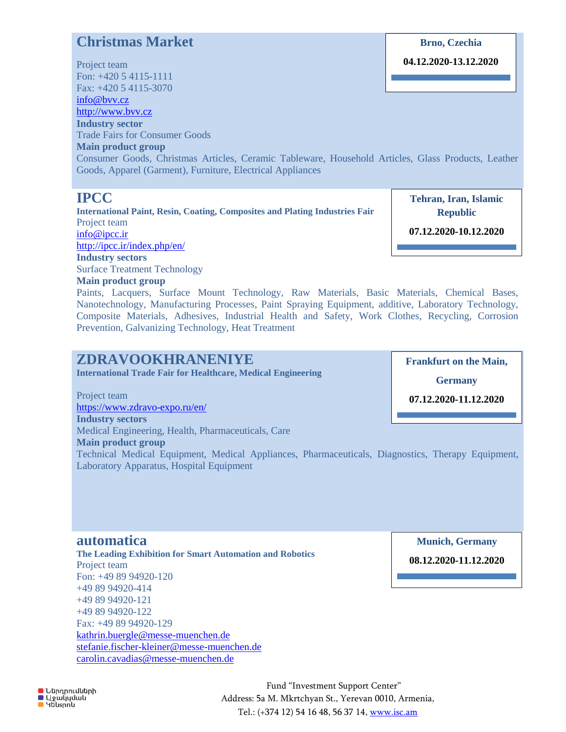## Christmas Market

**Brno, Czechia**

**04.12.2020-13.12.2020**

Project team
Fon: +420 5 4115-1111
Fax: +420 5 4115-3070
info@bvv.cz
http://www.bvv.cz

**Industry sector**

Trade Fairs for Consumer Goods

**Main product group**

Consumer Goods, Christmas Articles, Ceramic Tableware, Household Articles, Glass Products, Leather Goods, Apparel (Garment), Furniture, Electrical Appliances

## IPCC

**International Paint, Resin, Coating, Composites and Plating Industries Fair**

**Tehran, Iran, Islamic Republic**

**07.12.2020-10.12.2020**

Project team
info@ipcc.ir
http://ipcc.ir/index.php/en/

**Industry sectors**

Surface Treatment Technology

**Main product group**

Paints, Lacquers, Surface Mount Technology, Raw Materials, Basic Materials, Chemical Bases, Nanotechnology, Manufacturing Processes, Paint Spraying Equipment, additive, Laboratory Technology, Composite Materials, Adhesives, Industrial Health and Safety, Work Clothes, Recycling, Corrosion Prevention, Galvanizing Technology, Heat Treatment

## ZDRAVOOKHRANENIYE

**International Trade Fair for Healthcare, Medical Engineering**

**Frankfurt on the Main, Germany**

**07.12.2020-11.12.2020**

Project team
https://www.zdravo-expo.ru/en/

**Industry sectors**

Medical Engineering, Health, Pharmaceuticals, Care

**Main product group**

Technical Medical Equipment, Medical Appliances, Pharmaceuticals, Diagnostics, Therapy Equipment, Laboratory Apparatus, Hospital Equipment

## automatica

**The Leading Exhibition for Smart Automation and Robotics**

**Munich, Germany**

**08.12.2020-11.12.2020**

Project team
Fon: +49 89 94920-120
+49 89 94920-414
+49 89 94920-121
+49 89 94920-122
Fax: +49 89 94920-129
kathrin.buergle@messe-muenchen.de
stefanie.fischer-kleiner@messe-muenchen.de
carolin.cavadias@messe-muenchen.de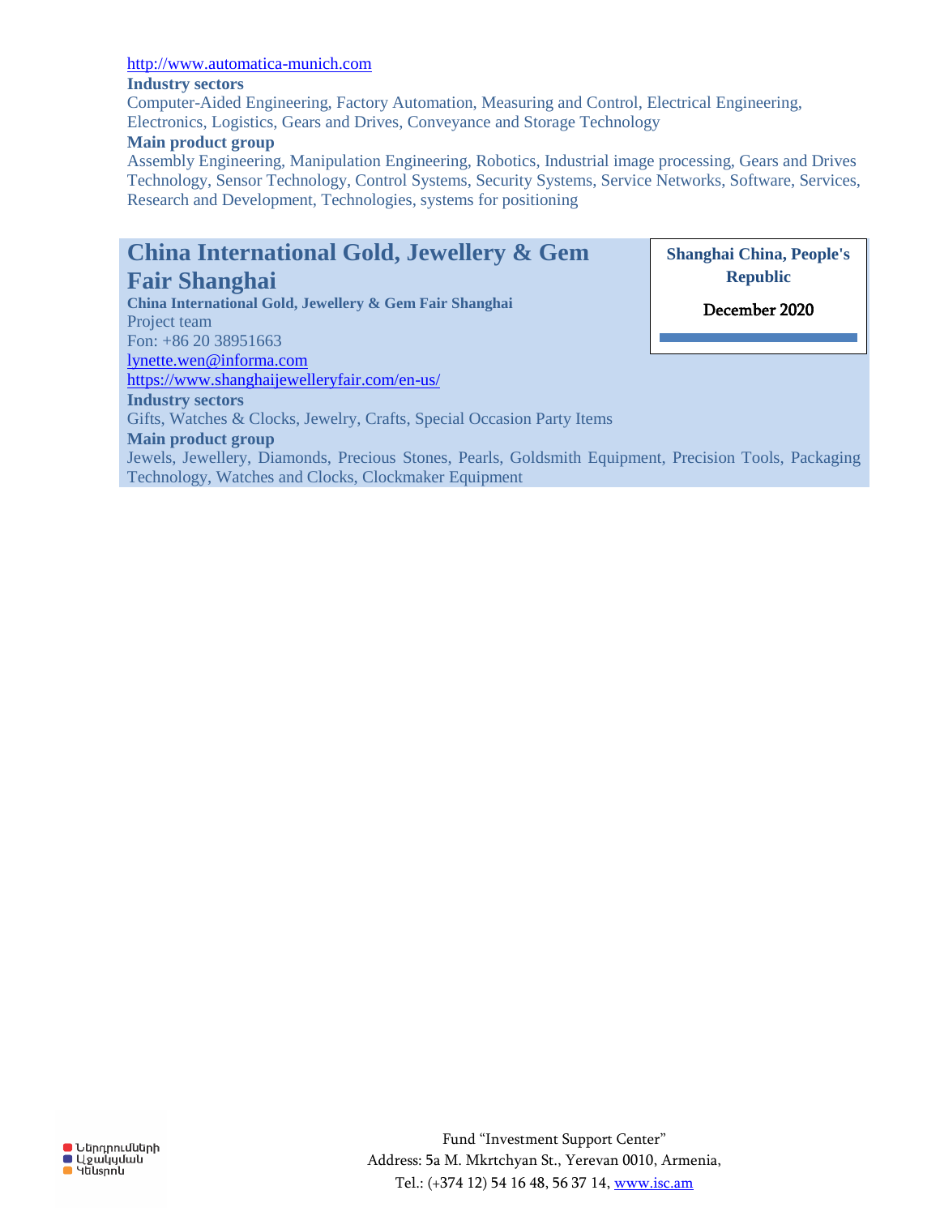http://www.automatica-munich.com

**Industry sectors**

Computer-Aided Engineering, Factory Automation, Measuring and Control, Electrical Engineering, Electronics, Logistics, Gears and Drives, Conveyance and Storage Technology

**Main product group**

Assembly Engineering, Manipulation Engineering, Robotics, Industrial image processing, Gears and Drives Technology, Sensor Technology, Control Systems, Security Systems, Service Networks, Software, Services, Research and Development, Technologies, systems for positioning

## China International Gold, Jewellery & Gem Fair Shanghai

**Shanghai China, People's Republic**

December 2020

**China International Gold, Jewellery & Gem Fair Shanghai**

Project team

Fon: +86 20 38951663

lynette.wen@informa.com

https://www.shanghaijewelleryfair.com/en-us/

**Industry sectors**

Gifts, Watches & Clocks, Jewelry, Crafts, Special Occasion Party Items

**Main product group**

Jewels, Jewellery, Diamonds, Precious Stones, Pearls, Goldsmith Equipment, Precision Tools, Packaging Technology, Watches and Clocks, Clockmaker Equipment